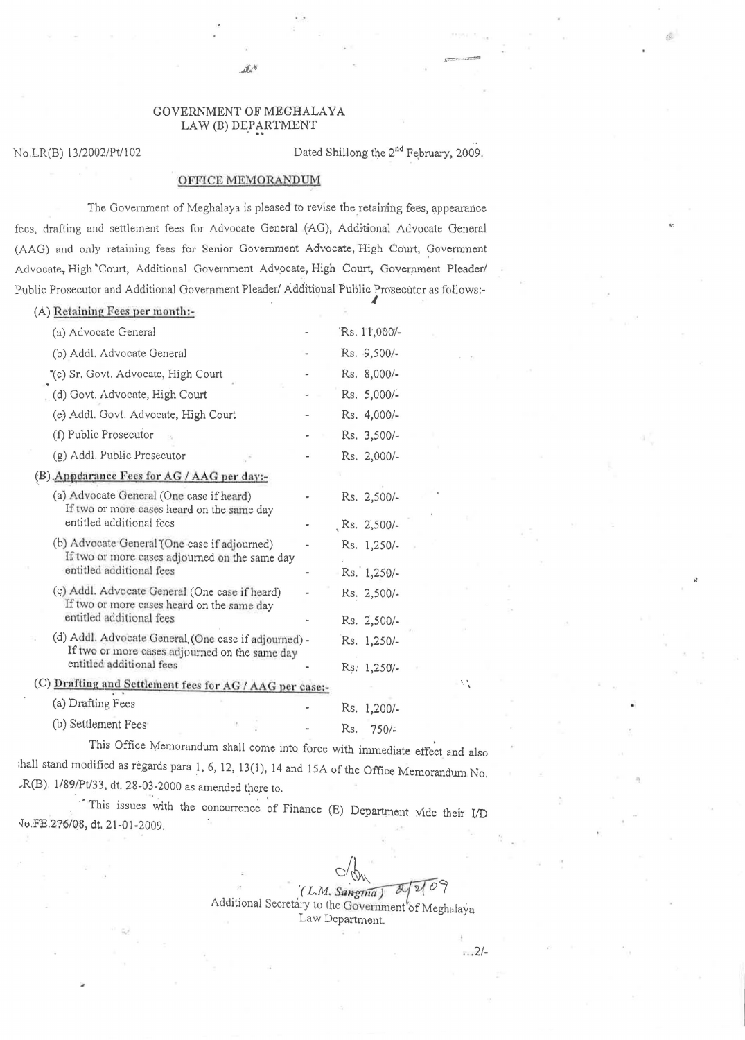GOVERNMENT OF MEGHALAYA
LAW (B) DEPARTMENT

No.LR(B) 13/2002/Pt/102 Dated Shillong the 2nd February, 2009.

## OFFICE MEMORANDUM

The Government of Meghalaya is pleased to revise the retaining fees, appearance fees, drafting and settlement fees for Advocate General (AG), Additional Advocate General (AAG) and only retaining fees for Senior Government Advocate, High Court, Government Advocate, High Court, Additional Government Advocate, High Court, Government Pleader/ Public Prosecutor and Additional Government Pleader/ Additional Public Prosecutor as follows:-

**(A) Retaining Fees per month:-**

| | | |
|---|---|---|
| (a) Advocate General | - | Rs. 11,000/- |
| (b) Addl. Advocate General | - | Rs. 9,500/- |
| (c) Sr. Govt. Advocate, High Court | - | Rs. 8,000/- |
| (d) Govt. Advocate, High Court | - | Rs. 5,000/- |
| (e) Addl. Govt. Advocate, High Court | - | Rs. 4,000/- |
| (f) Public Prosecutor | - | Rs. 3,500/- |
| (g) Addl. Public Prosecutor | - | Rs. 2,000/- |

**(B) Appearance Fees for AG / AAG per day:-**

| | | |
|---|---|---|
| (a) Advocate General (One case if heard) | - | Rs. 2,500/- |
| If two or more cases heard on the same day entitled additional fees | - | Rs. 2,500/- |
| (b) Advocate General (One case if adjourned) | - | Rs. 1,250/- |
| If two or more cases adjourned on the same day entitled additional fees | - | Rs. 1,250/- |
| (c) Addl. Advocate General (One case if heard) | - | Rs. 2,500/- |
| If two or more cases heard on the same day entitled additional fees | - | Rs. 2,500/- |
| (d) Addl. Advocate General (One case if adjourned) | - | Rs. 1,250/- |
| If two or more cases adjourned on the same day entitled additional fees | - | Rs. 1,250/- |

**(C) Drafting and Settlement fees for AG / AAG per case:-**

| | | |
|---|---|---|
| (a) Drafting Fees | - | Rs. 1,200/- |
| (b) Settlement Fees | - | Rs. 750/- |

This Office Memorandum shall come into force with immediate effect and also shall stand modified as regards para 1, 6, 12, 13(1), 14 and 15A of the Office Memorandum No. LR(B). 1/89/Pt/33, dt. 28-03-2000 as amended there to.

This issues with the concurrence of Finance (E) Department vide their I/D No.FE.276/08, dt. 21-01-2009.

(L.M. Sangma) 2/2/09
Additional Secretary to the Government of Meghalaya
Law Department.

...2/-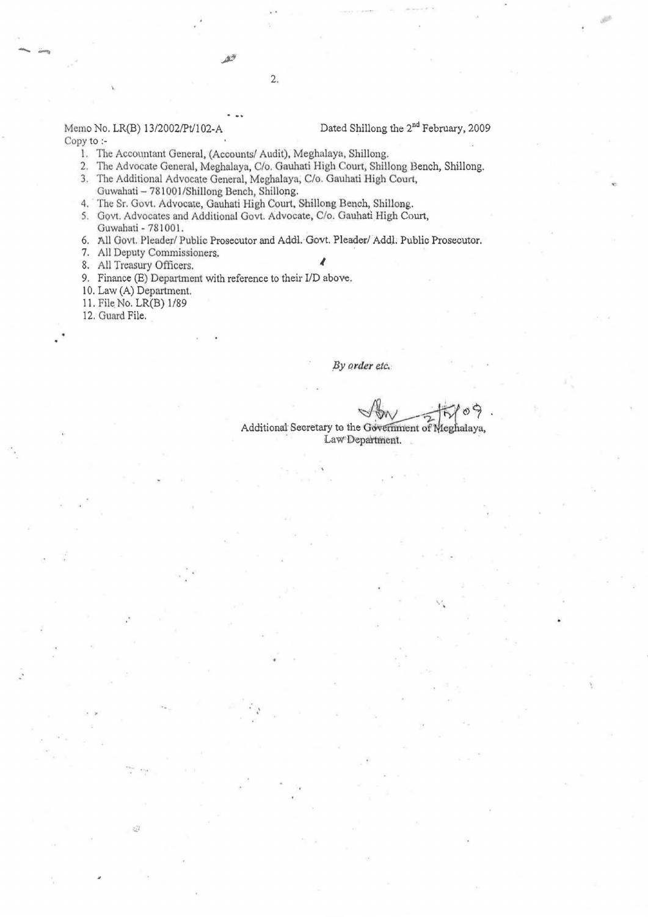Memo No. LR(B) 13/2002/Pt/102-A Dated Shillong the 2nd February, 2009

Copy to :-

1. The Accountant General, (Accounts/ Audit), Meghalaya, Shillong.
2. The Advocate General, Meghalaya, C/o. Gauhati High Court, Shillong Bench, Shillong.
3. The Additional Advocate General, Meghalaya, C/o. Gauhati High Court, Guwahati – 781001/Shillong Bench, Shillong.
4. The Sr. Govt. Advocate, Gauhati High Court, Shillong Bench, Shillong.
5. Govt. Advocates and Additional Govt. Advocate, C/o. Gauhati High Court, Guwahati - 781001.
6. All Govt. Pleader/ Public Prosecutor and Addl. Govt. Pleader/ Addl. Public Prosecutor.
7. All Deputy Commissioners.
8. All Treasury Officers.
9. Finance (E) Department with reference to their I/D above.
10. Law (A) Department.
11. File No. LR(B) 1/89
12. Guard File.

*By order etc.*

2/2/09

Additional Secretary to the Government of Meghalaya,
Law Department.